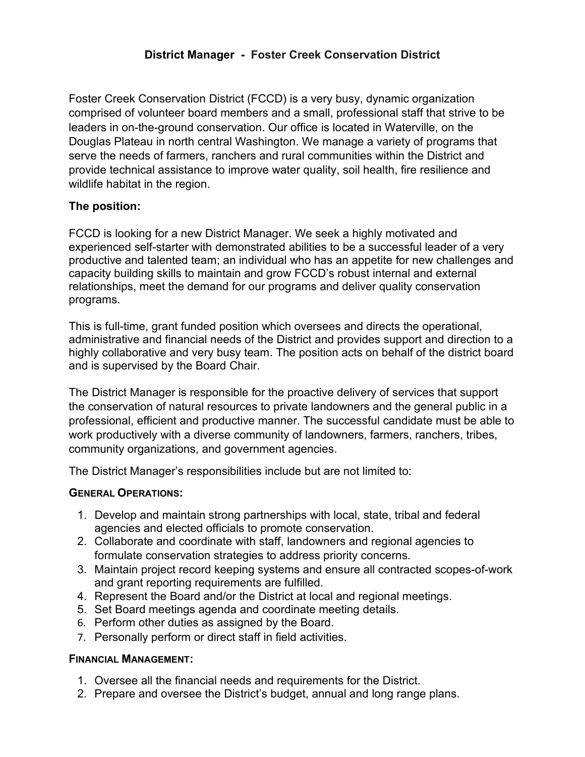# District Manager - Foster Creek Conservation District

Foster Creek Conservation District (FCCD) is a very busy, dynamic organization comprised of volunteer board members and a small, professional staff that strive to be leaders in on-the-ground conservation. Our office is located in Waterville, on the Douglas Plateau in north central Washington. We manage a variety of programs that serve the needs of farmers, ranchers and rural communities within the District and provide technical assistance to improve water quality, soil health, fire resilience and wildlife habitat in the region.

## The position:

FCCD is looking for a new District Manager. We seek a highly motivated and experienced self-starter with demonstrated abilities to be a successful leader of a very productive and talented team; an individual who has an appetite for new challenges and capacity building skills to maintain and grow FCCD's robust internal and external relationships, meet the demand for our programs and deliver quality conservation programs.

This is full-time, grant funded position which oversees and directs the operational, administrative and financial needs of the District and provides support and direction to a highly collaborative and very busy team. The position acts on behalf of the district board and is supervised by the Board Chair.

The District Manager is responsible for the proactive delivery of services that support the conservation of natural resources to private landowners and the general public in a professional, efficient and productive manner. The successful candidate must be able to work productively with a diverse community of landowners, farmers, ranchers, tribes, community organizations, and government agencies.

The District Manager's responsibilities include but are not limited to:

### General Operations:

1. Develop and maintain strong partnerships with local, state, tribal and federal agencies and elected officials to promote conservation.
2. Collaborate and coordinate with staff, landowners and regional agencies to formulate conservation strategies to address priority concerns.
3. Maintain project record keeping systems and ensure all contracted scopes-of-work and grant reporting requirements are fulfilled.
4. Represent the Board and/or the District at local and regional meetings.
5. Set Board meetings agenda and coordinate meeting details.
6. Perform other duties as assigned by the Board.
7. Personally perform or direct staff in field activities.

### Financial Management:

1. Oversee all the financial needs and requirements for the District.
2. Prepare and oversee the District's budget, annual and long range plans.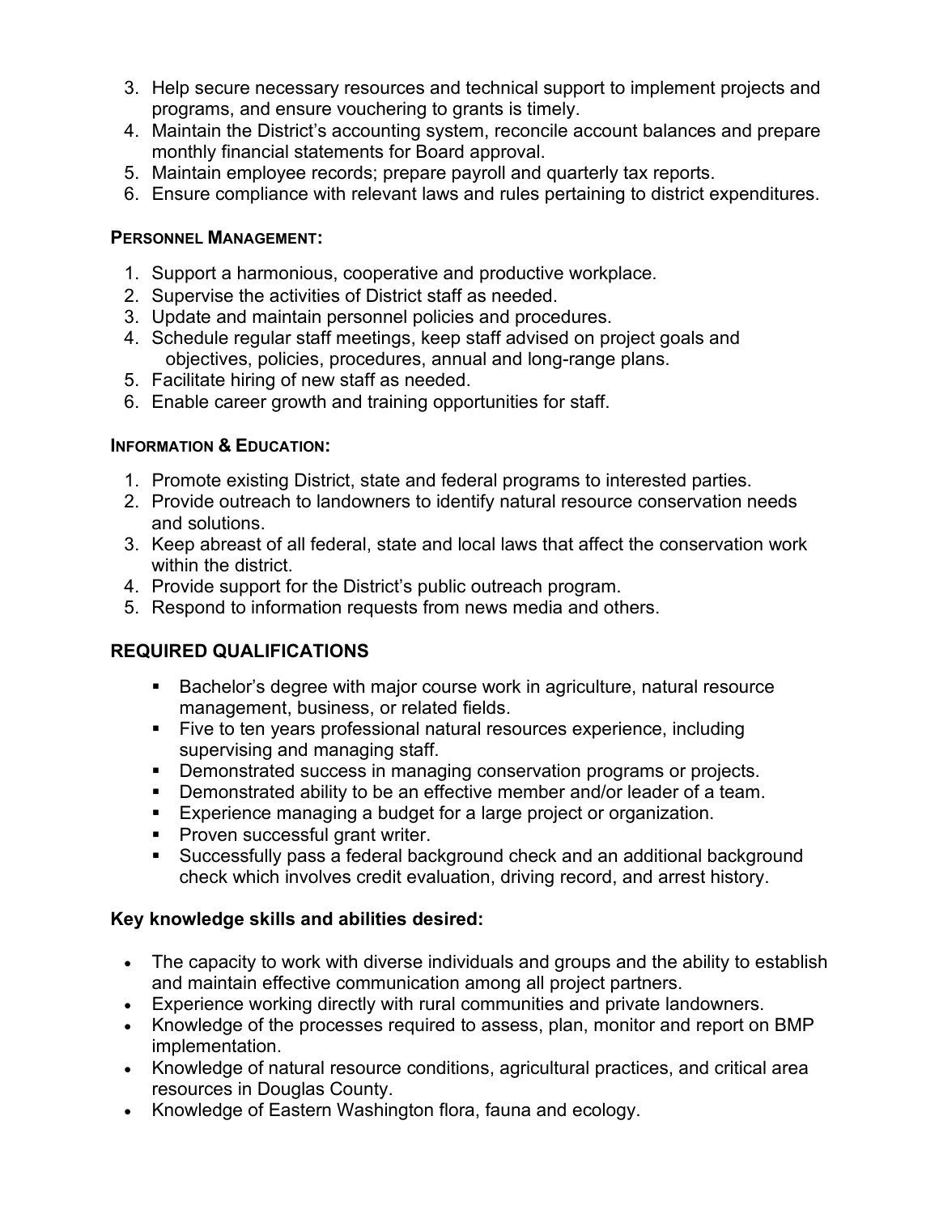3. Help secure necessary resources and technical support to implement projects and programs, and ensure vouchering to grants is timely.
4. Maintain the District's accounting system, reconcile account balances and prepare monthly financial statements for Board approval.
5. Maintain employee records; prepare payroll and quarterly tax reports.
6. Ensure compliance with relevant laws and rules pertaining to district expenditures.

**PERSONNEL MANAGEMENT:**

1. Support a harmonious, cooperative and productive workplace.
2. Supervise the activities of District staff as needed.
3. Update and maintain personnel policies and procedures.
4. Schedule regular staff meetings, keep staff advised on project goals and objectives, policies, procedures, annual and long-range plans.
5. Facilitate hiring of new staff as needed.
6. Enable career growth and training opportunities for staff.

**INFORMATION & EDUCATION:**

1. Promote existing District, state and federal programs to interested parties.
2. Provide outreach to landowners to identify natural resource conservation needs and solutions.
3. Keep abreast of all federal, state and local laws that affect the conservation work within the district.
4. Provide support for the District's public outreach program.
5. Respond to information requests from news media and others.

## REQUIRED QUALIFICATIONS

- Bachelor's degree with major course work in agriculture, natural resource management, business, or related fields.
- Five to ten years professional natural resources experience, including supervising and managing staff.
- Demonstrated success in managing conservation programs or projects.
- Demonstrated ability to be an effective member and/or leader of a team.
- Experience managing a budget for a large project or organization.
- Proven successful grant writer.
- Successfully pass a federal background check and an additional background check which involves credit evaluation, driving record, and arrest history.

**Key knowledge skills and abilities desired:**

- The capacity to work with diverse individuals and groups and the ability to establish and maintain effective communication among all project partners.
- Experience working directly with rural communities and private landowners.
- Knowledge of the processes required to assess, plan, monitor and report on BMP implementation.
- Knowledge of natural resource conditions, agricultural practices, and critical area resources in Douglas County.
- Knowledge of Eastern Washington flora, fauna and ecology.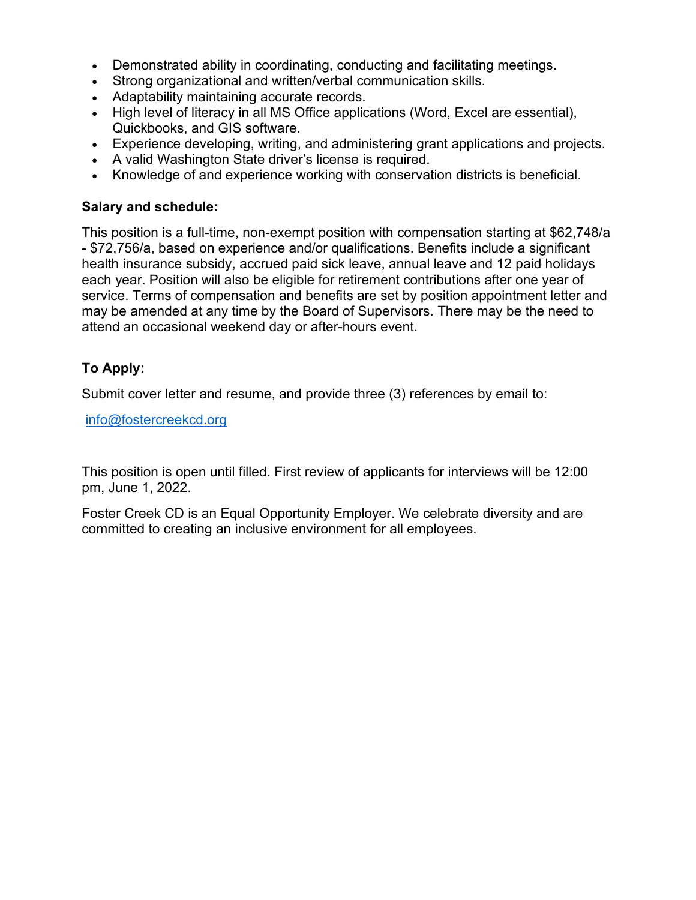- Demonstrated ability in coordinating, conducting and facilitating meetings.
- Strong organizational and written/verbal communication skills.
- Adaptability maintaining accurate records.
- High level of literacy in all MS Office applications (Word, Excel are essential), Quickbooks, and GIS software.
- Experience developing, writing, and administering grant applications and projects.
- A valid Washington State driver's license is required.
- Knowledge of and experience working with conservation districts is beneficial.

**Salary and schedule:**

This position is a full-time, non-exempt position with compensation starting at $62,748/a - $72,756/a, based on experience and/or qualifications. Benefits include a significant health insurance subsidy, accrued paid sick leave, annual leave and 12 paid holidays each year. Position will also be eligible for retirement contributions after one year of service. Terms of compensation and benefits are set by position appointment letter and may be amended at any time by the Board of Supervisors. There may be the need to attend an occasional weekend day or after-hours event.

**To Apply:**

Submit cover letter and resume, and provide three (3) references by email to:

info@fostercreekcd.org

This position is open until filled. First review of applicants for interviews will be 12:00 pm, June 1, 2022.

Foster Creek CD is an Equal Opportunity Employer. We celebrate diversity and are committed to creating an inclusive environment for all employees.